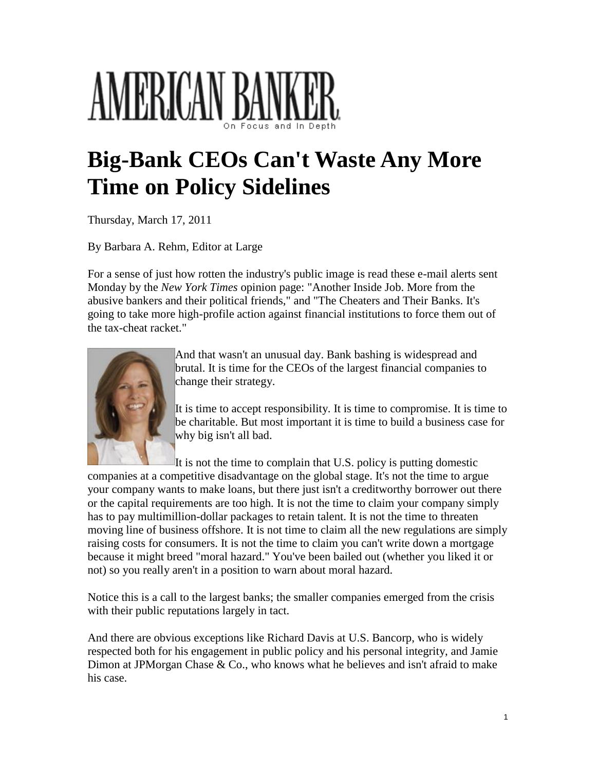# AMERICAN BANKER

On Focus and In Depth

# Big-Bank CEOs Can't Waste Any More Time on Policy Sidelines

Thursday, March 17, 2011

By Barbara A. Rehm, Editor at Large

For a sense of just how rotten the industry's public image is read these e-mail alerts sent Monday by the *New York Times* opinion page: "Another Inside Job. More from the abusive bankers and their political friends," and "The Cheaters and Their Banks. It's going to take more high-profile action against financial institutions to force them out of the tax-cheat racket."

And that wasn't an unusual day. Bank bashing is widespread and brutal. It is time for the CEOs of the largest financial companies to change their strategy.

It is time to accept responsibility. It is time to compromise. It is time to be charitable. But most important it is time to build a business case for why big isn't all bad.

It is not the time to complain that U.S. policy is putting domestic companies at a competitive disadvantage on the global stage. It's not the time to argue your company wants to make loans, but there just isn't a creditworthy borrower out there or the capital requirements are too high. It is not the time to claim your company simply has to pay multimillion-dollar packages to retain talent. It is not the time to threaten moving line of business offshore. It is not time to claim all the new regulations are simply raising costs for consumers. It is not the time to claim you can't write down a mortgage because it might breed "moral hazard." You've been bailed out (whether you liked it or not) so you really aren't in a position to warn about moral hazard.

Notice this is a call to the largest banks; the smaller companies emerged from the crisis with their public reputations largely in tact.

And there are obvious exceptions like Richard Davis at U.S. Bancorp, who is widely respected both for his engagement in public policy and his personal integrity, and Jamie Dimon at JPMorgan Chase & Co., who knows what he believes and isn't afraid to make his case.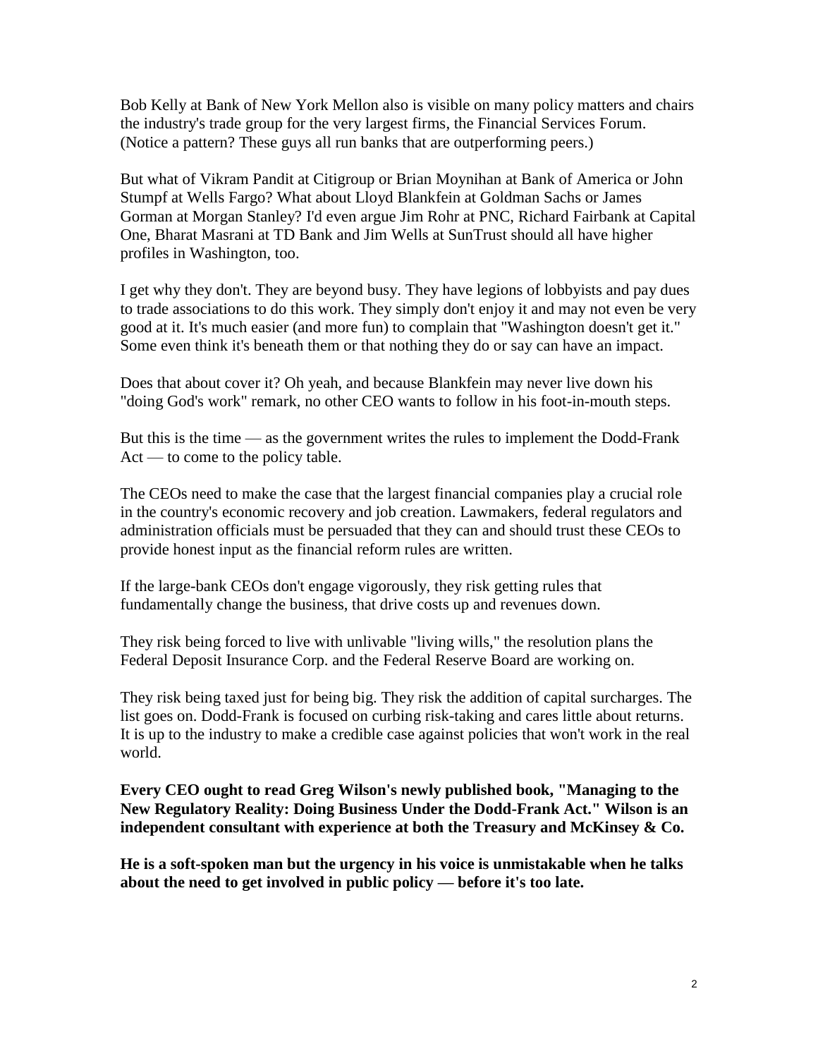Bob Kelly at Bank of New York Mellon also is visible on many policy matters and chairs the industry's trade group for the very largest firms, the Financial Services Forum. (Notice a pattern? These guys all run banks that are outperforming peers.)

But what of Vikram Pandit at Citigroup or Brian Moynihan at Bank of America or John Stumpf at Wells Fargo? What about Lloyd Blankfein at Goldman Sachs or James Gorman at Morgan Stanley? I'd even argue Jim Rohr at PNC, Richard Fairbank at Capital One, Bharat Masrani at TD Bank and Jim Wells at SunTrust should all have higher profiles in Washington, too.

I get why they don't. They are beyond busy. They have legions of lobbyists and pay dues to trade associations to do this work. They simply don't enjoy it and may not even be very good at it. It's much easier (and more fun) to complain that "Washington doesn't get it." Some even think it's beneath them or that nothing they do or say can have an impact.

Does that about cover it? Oh yeah, and because Blankfein may never live down his "doing God's work" remark, no other CEO wants to follow in his foot-in-mouth steps.

But this is the time — as the government writes the rules to implement the Dodd-Frank Act — to come to the policy table.

The CEOs need to make the case that the largest financial companies play a crucial role in the country's economic recovery and job creation. Lawmakers, federal regulators and administration officials must be persuaded that they can and should trust these CEOs to provide honest input as the financial reform rules are written.

If the large-bank CEOs don't engage vigorously, they risk getting rules that fundamentally change the business, that drive costs up and revenues down.

They risk being forced to live with unlivable "living wills," the resolution plans the Federal Deposit Insurance Corp. and the Federal Reserve Board are working on.

They risk being taxed just for being big. They risk the addition of capital surcharges. The list goes on. Dodd-Frank is focused on curbing risk-taking and cares little about returns. It is up to the industry to make a credible case against policies that won't work in the real world.

**Every CEO ought to read Greg Wilson's newly published book, "Managing to the New Regulatory Reality: Doing Business Under the Dodd-Frank Act." Wilson is an independent consultant with experience at both the Treasury and McKinsey & Co.**

**He is a soft-spoken man but the urgency in his voice is unmistakable when he talks about the need to get involved in public policy — before it's too late.**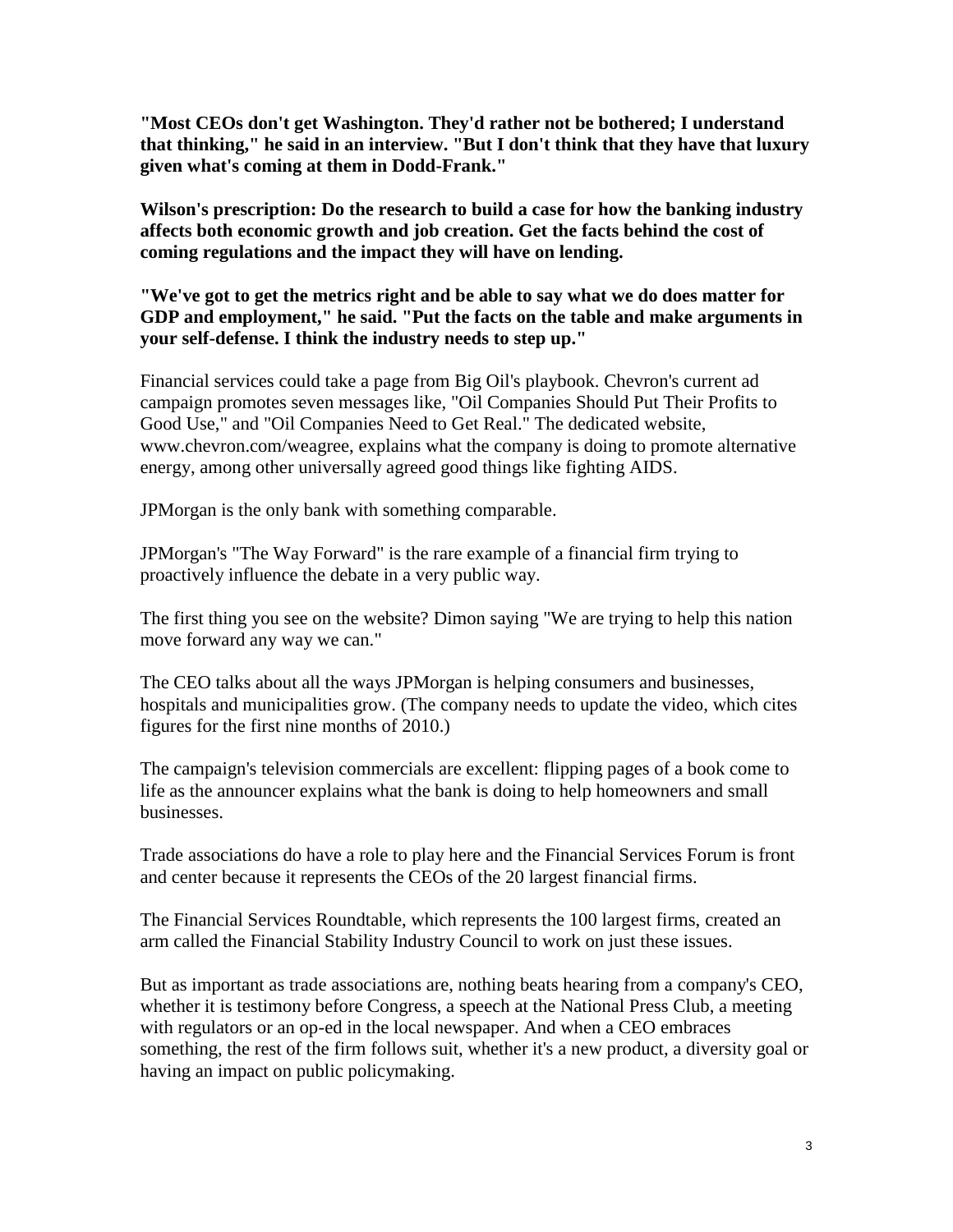**"Most CEOs don't get Washington. They'd rather not be bothered; I understand that thinking," he said in an interview. "But I don't think that they have that luxury given what's coming at them in Dodd-Frank."**

**Wilson's prescription: Do the research to build a case for how the banking industry affects both economic growth and job creation. Get the facts behind the cost of coming regulations and the impact they will have on lending.**

**"We've got to get the metrics right and be able to say what we do does matter for GDP and employment," he said. "Put the facts on the table and make arguments in your self-defense. I think the industry needs to step up."**

Financial services could take a page from Big Oil's playbook. Chevron's current ad campaign promotes seven messages like, "Oil Companies Should Put Their Profits to Good Use," and "Oil Companies Need to Get Real." The dedicated website, www.chevron.com/weagree, explains what the company is doing to promote alternative energy, among other universally agreed good things like fighting AIDS.

JPMorgan is the only bank with something comparable.

JPMorgan's "The Way Forward" is the rare example of a financial firm trying to proactively influence the debate in a very public way.

The first thing you see on the website? Dimon saying "We are trying to help this nation move forward any way we can."

The CEO talks about all the ways JPMorgan is helping consumers and businesses, hospitals and municipalities grow. (The company needs to update the video, which cites figures for the first nine months of 2010.)

The campaign's television commercials are excellent: flipping pages of a book come to life as the announcer explains what the bank is doing to help homeowners and small businesses.

Trade associations do have a role to play here and the Financial Services Forum is front and center because it represents the CEOs of the 20 largest financial firms.

The Financial Services Roundtable, which represents the 100 largest firms, created an arm called the Financial Stability Industry Council to work on just these issues.

But as important as trade associations are, nothing beats hearing from a company's CEO, whether it is testimony before Congress, a speech at the National Press Club, a meeting with regulators or an op-ed in the local newspaper. And when a CEO embraces something, the rest of the firm follows suit, whether it's a new product, a diversity goal or having an impact on public policymaking.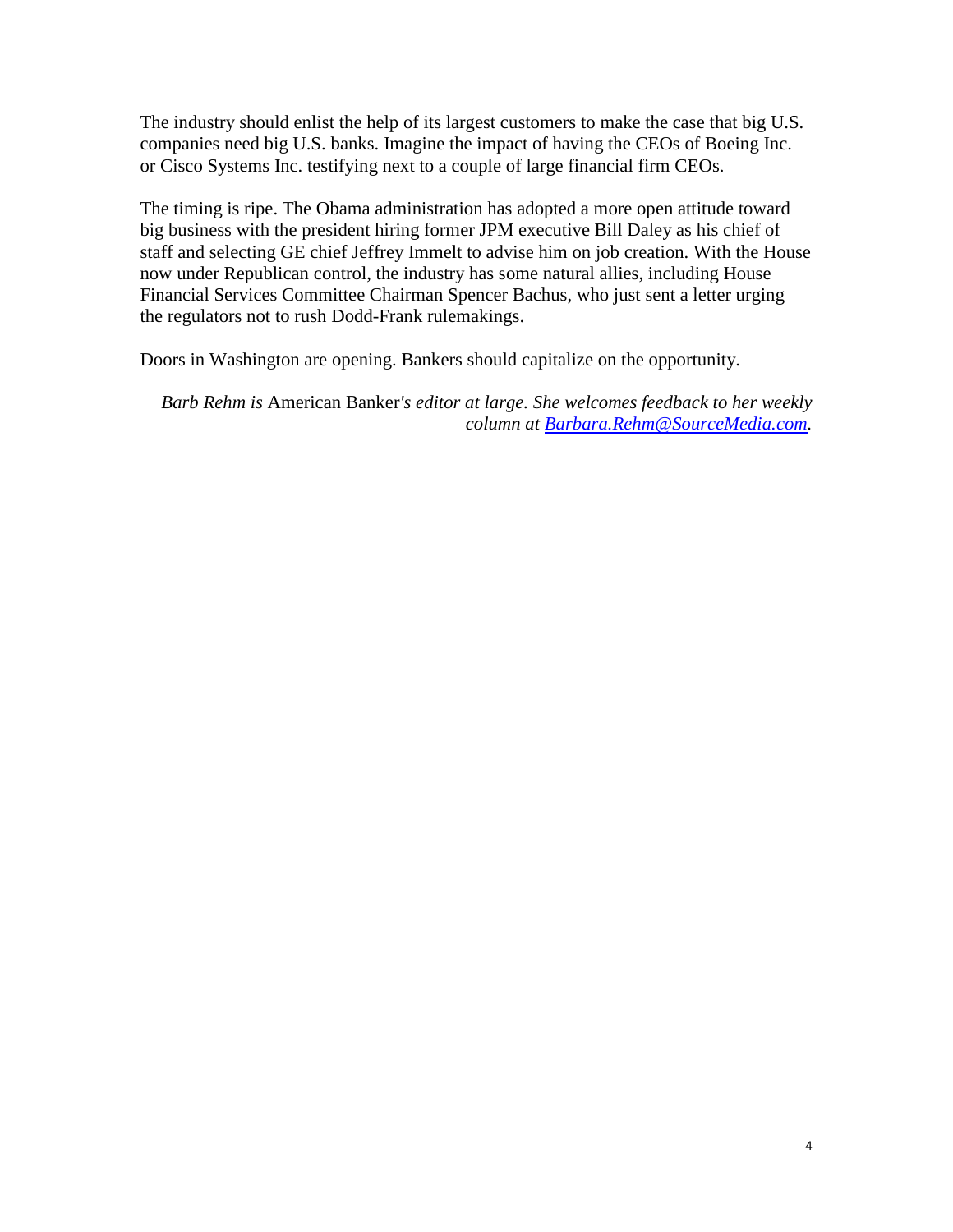The industry should enlist the help of its largest customers to make the case that big U.S. companies need big U.S. banks. Imagine the impact of having the CEOs of Boeing Inc. or Cisco Systems Inc. testifying next to a couple of large financial firm CEOs.

The timing is ripe. The Obama administration has adopted a more open attitude toward big business with the president hiring former JPM executive Bill Daley as his chief of staff and selecting GE chief Jeffrey Immelt to advise him on job creation. With the House now under Republican control, the industry has some natural allies, including House Financial Services Committee Chairman Spencer Bachus, who just sent a letter urging the regulators not to rush Dodd-Frank rulemakings.

Doors in Washington are opening. Bankers should capitalize on the opportunity.

*Barb Rehm is* American Banker*'s editor at large. She welcomes feedback to her weekly column at [Barbara.Rehm@SourceMedia.com](mailto:Barbara.Rehm@SourceMedia.com).*